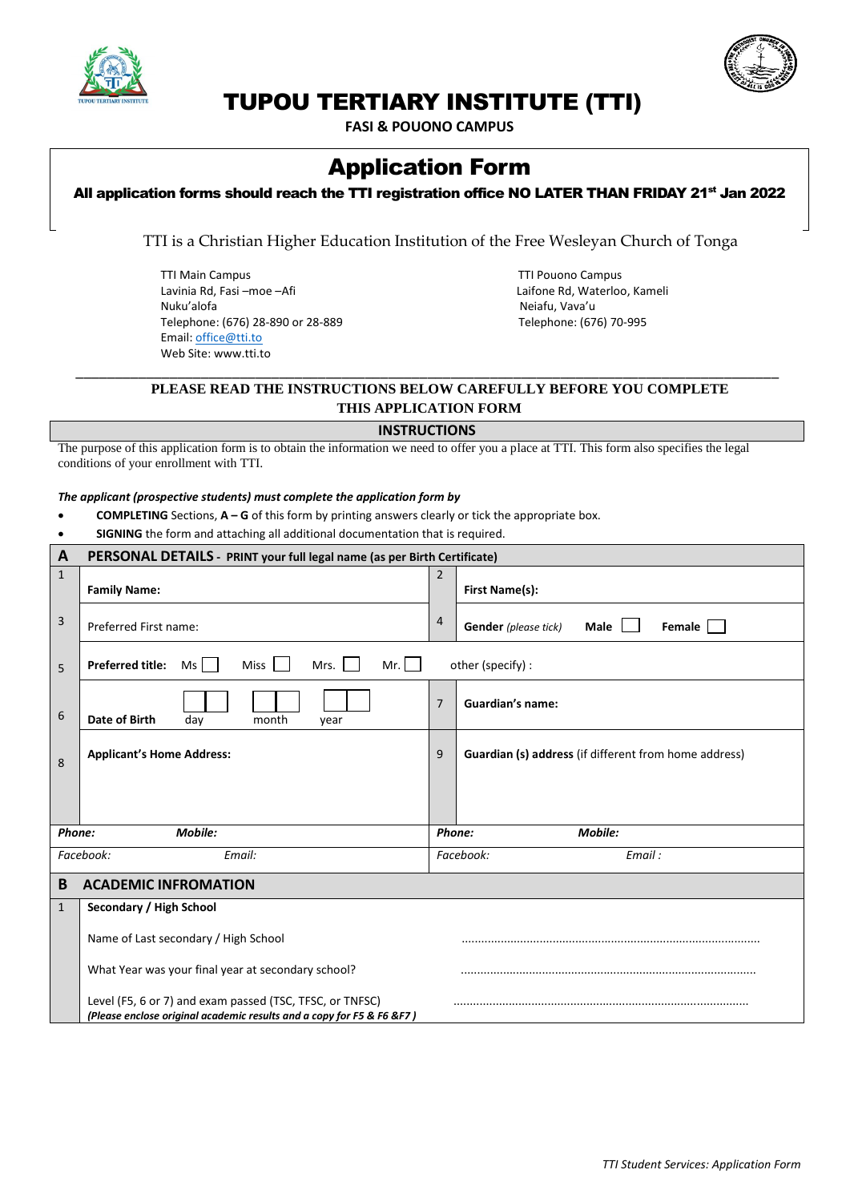# TUPOU TERTIARY INSTITUTE (TTI)

**FASI & POUONO CAMPUS**

## Application Form

**All application forms should reach the TTI registration office NO LATER THAN FRIDAY 21st Jan 2022**

TTI is a Christian Higher Education Institution of the Free Wesleyan Church of Tonga

TTI Main Campus
Lavinia Rd, Fasi –moe –Afi
Nuku'alofa
Telephone: (676) 28-890 or 28-889
Email: office@tti.to
Web Site: www.tti.to

TTI Pouono Campus
Laifone Rd, Waterloo, Kameli
Neiafu, Vava'u
Telephone: (676) 70-995

**PLEASE READ THE INSTRUCTIONS BELOW CAREFULLY BEFORE YOU COMPLETE THIS APPLICATION FORM**

### INSTRUCTIONS

The purpose of this application form is to obtain the information we need to offer you a place at TTI. This form also specifies the legal conditions of your enrollment with TTI.

***The applicant (prospective students) must complete the application form by***

- **COMPLETING** Sections, **A – G** of this form by printing answers clearly or tick the appropriate box.
- **SIGNING** the form and attaching all additional documentation that is required.

| **A** | **PERSONAL DETAILS** - **PRINT your full legal name (as per Birth Certificate)** | | |
|---|---|---|---|
| 1 | **Family Name:** | 2 | **First Name(s):** |
| 3 | Preferred First name: | 4 | **Gender** *(please tick)* **Male** ☐ **Female** ☐ |
| 5 | **Preferred title:** Ms ☐ Miss ☐ Mrs. ☐ Mr. ☐ other (specify) : | | |
| 6 | **Date of Birth** day month year | 7 | **Guardian's name:** |
| 8 | **Applicant's Home Address:** | 9 | **Guardian (s) address** (if different from home address) |
| ***Phone:*** ***Mobile:*** | | ***Phone:*** ***Mobile:*** | |
| *Facebook:* *Email:* | | *Facebook:* *Email :* | |

| **B** | **ACADEMIC INFROMATION** | |
|---|---|---|
| 1 | **Secondary / High School** | |
| | Name of Last secondary / High School | ........................................................................................ |
| | What Year was your final year at secondary school? | ........................................................................................ |
| | Level (F5, 6 or 7) and exam passed (TSC, TFSC, or TNFSC) ***(Please enclose original academic results and a copy for F5 & F6 &F7 )*** | ........................................................................................ |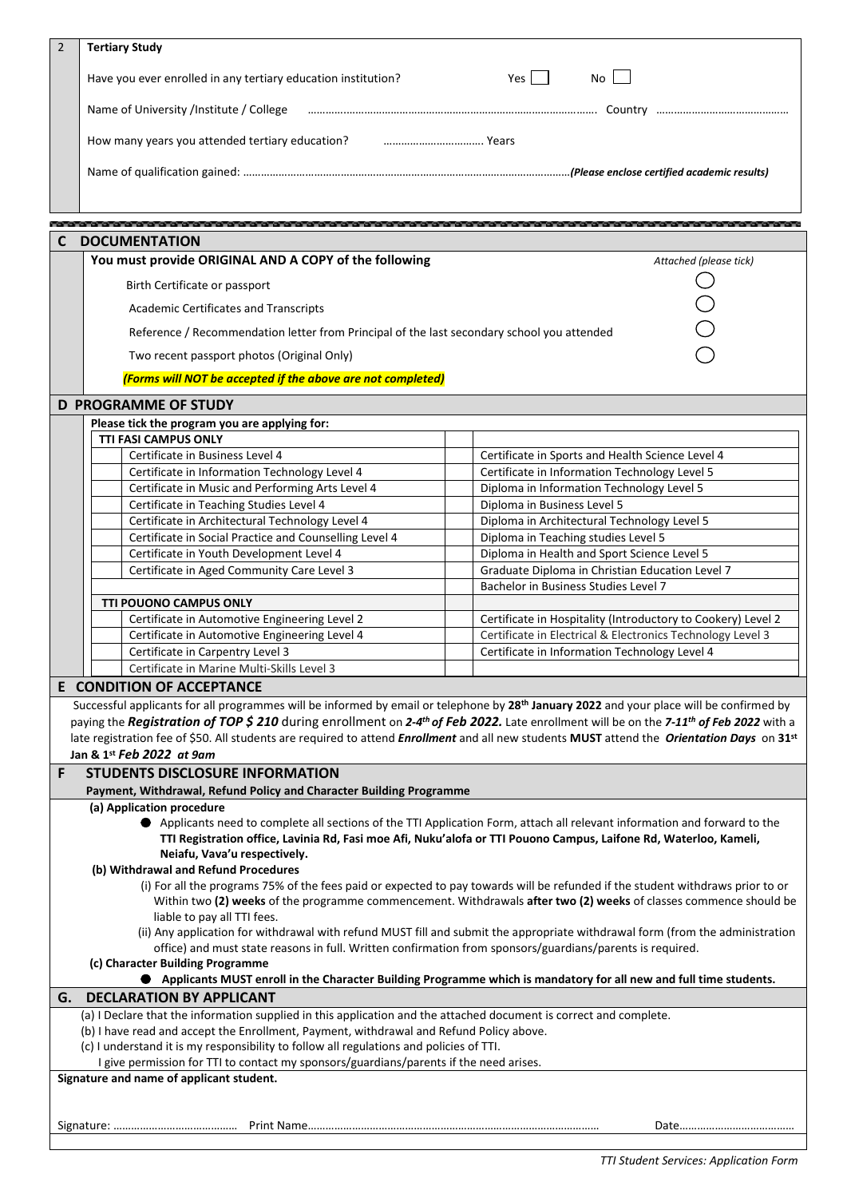| 2 | **Tertiary Study** |
|---|---|
| | Have you ever enrolled in any tertiary education institution? Yes ☐ No ☐ |
| | Name of University /Institute / College ……………………………………………………………………… Country ……………………………… |
| | How many years you attended tertiary education? ……………………… Years |
| | Name of qualification gained: ……………………………………………………………………………*(Please enclose certified academic results)* |

## C DOCUMENTATION

**You must provide ORIGINAL AND A COPY of the following** — *Attached (please tick)*

- Birth Certificate or passport ◯
- Academic Certificates and Transcripts ◯
- Reference / Recommendation letter from Principal of the last secondary school you attended ◯
- Two recent passport photos (Original Only) ◯

***(Forms will NOT be accepted if the above are not completed)***

## D PROGRAMME OF STUDY

**Please tick the program you are applying for:**

| | | | |
|---|---|---|---|
| | **TTI FASI CAMPUS ONLY** | | |
| | Certificate in Business Level 4 | | Certificate in Sports and Health Science Level 4 |
| | Certificate in Information Technology Level 4 | | Certificate in Information Technology Level 5 |
| | Certificate in Music and Performing Arts Level 4 | | Diploma in Information Technology Level 5 |
| | Certificate in Teaching Studies Level 4 | | Diploma in Business Level 5 |
| | Certificate in Architectural Technology Level 4 | | Diploma in Architectural Technology Level 5 |
| | Certificate in Social Practice and Counselling Level 4 | | Diploma in Teaching studies Level 5 |
| | Certificate in Youth Development Level 4 | | Diploma in Health and Sport Science Level 5 |
| | Certificate in Aged Community Care Level 3 | | Graduate Diploma in Christian Education Level 7 |
| | | | Bachelor in Business Studies Level 7 |
| | **TTI POUONO CAMPUS ONLY** | | |
| | Certificate in Automotive Engineering Level 2 | | Certificate in Hospitality (Introductory to Cookery) Level 2 |
| | Certificate in Automotive Engineering Level 4 | | Certificate in Electrical & Electronics Technology Level 3 |
| | Certificate in Carpentry Level 3 | | Certificate in Information Technology Level 4 |
| | Certificate in Marine Multi-Skills Level 3 | | |

## E CONDITION OF ACCEPTANCE

Successful applicants for all programmes will be informed by email or telephone by **28th January 2022** and your place will be confirmed by paying the ***Registration of TOP $ 210*** during enrollment on ***2-4th of Feb 2022.*** Late enrollment will be on the ***7-11th of Feb 2022*** with a late registration fee of $50. All students are required to attend ***Enrollment*** and all new students **MUST** attend the ***Orientation Days*** on **31st Jan & 1st *Feb 2022 at 9am***

## F STUDENTS DISCLOSURE INFORMATION

**Payment, Withdrawal, Refund Policy and Character Building Programme**

**(a) Application procedure**

- Applicants need to complete all sections of the TTI Application Form, attach all relevant information and forward to the **TTI Registration office, Lavinia Rd, Fasi moe Afi, Nuku'alofa or TTI Pouono Campus, Laifone Rd, Waterloo, Kameli, Neiafu, Vava'u respectively.**

**(b) Withdrawal and Refund Procedures**

(i) For all the programs 75% of the fees paid or expected to pay towards will be refunded if the student withdraws prior to or Within two **(2) weeks** of the programme commencement. Withdrawals **after two (2) weeks** of classes commence should be liable to pay all TTI fees.

(ii) Any application for withdrawal with refund MUST fill and submit the appropriate withdrawal form (from the administration office) and must state reasons in full. Written confirmation from sponsors/guardians/parents is required.

**(c) Character Building Programme**

- **Applicants MUST enroll in the Character Building Programme which is mandatory for all new and full time students.**

## G. DECLARATION BY APPLICANT

(a) I Declare that the information supplied in this application and the attached document is correct and complete.
(b) I have read and accept the Enrollment, Payment, withdrawal and Refund Policy above.
(c) I understand it is my responsibility to follow all regulations and policies of TTI.
I give permission for TTI to contact my sponsors/guardians/parents if the need arises.

**Signature and name of applicant student.**

Signature: …………………………… Print Name……………………………………………………………………… Date…………………………

*TTI Student Services: Application Form*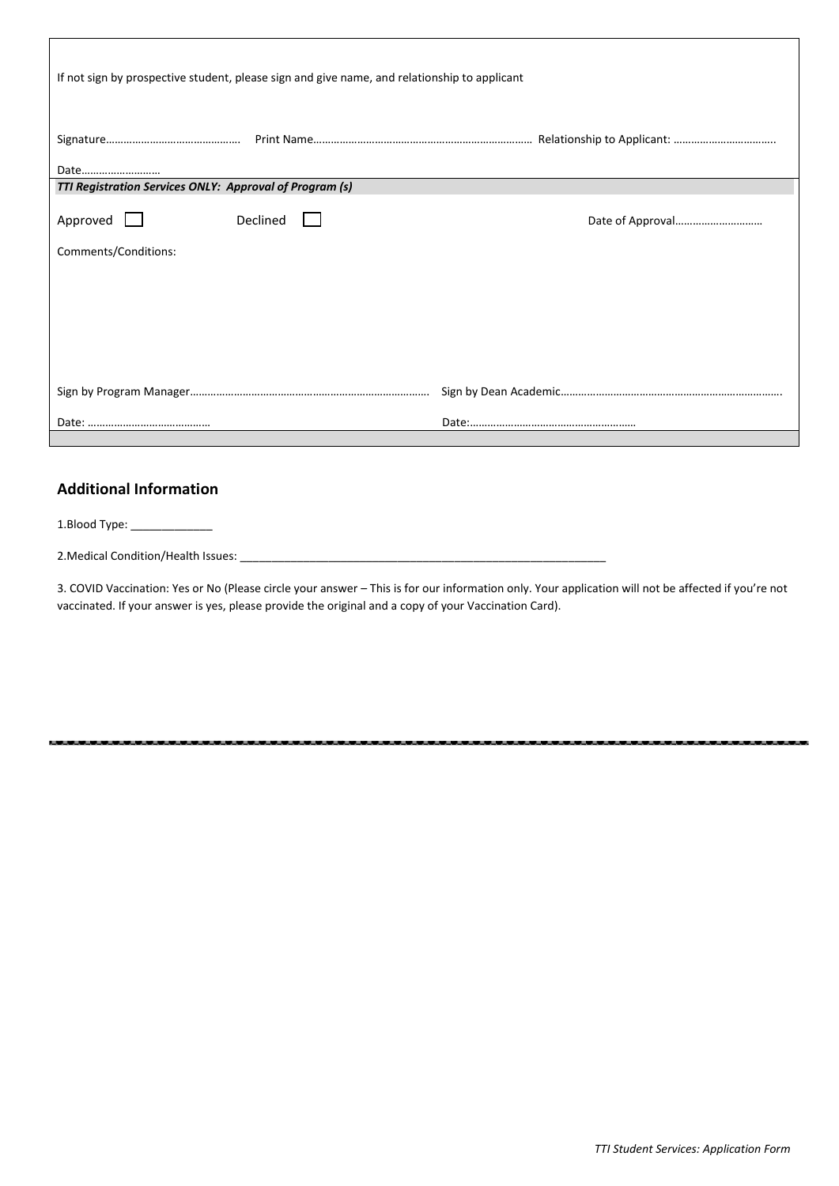If not sign by prospective student, please sign and give name, and relationship to applicant

Signature……………………………………… Print Name………………………………………………………………… Relationship to Applicant: ……………………………..

Date………………………

***TTI Registration Services ONLY: Approval of Program (s)***

Approved ☐ Declined ☐ Date of Approval…………………………

Comments/Conditions:

Sign by Program Manager……………………………………………………………………… Sign by Dean Academic…………………………………………………………………

Date: …………………………………… Date:…………………………………………………

## Additional Information

1.Blood Type: _____________

2.Medical Condition/Health Issues: ____________________________________________________________

3. COVID Vaccination: Yes or No (Please circle your answer – This is for our information only. Your application will not be affected if you're not vaccinated. If your answer is yes, please provide the original and a copy of your Vaccination Card).